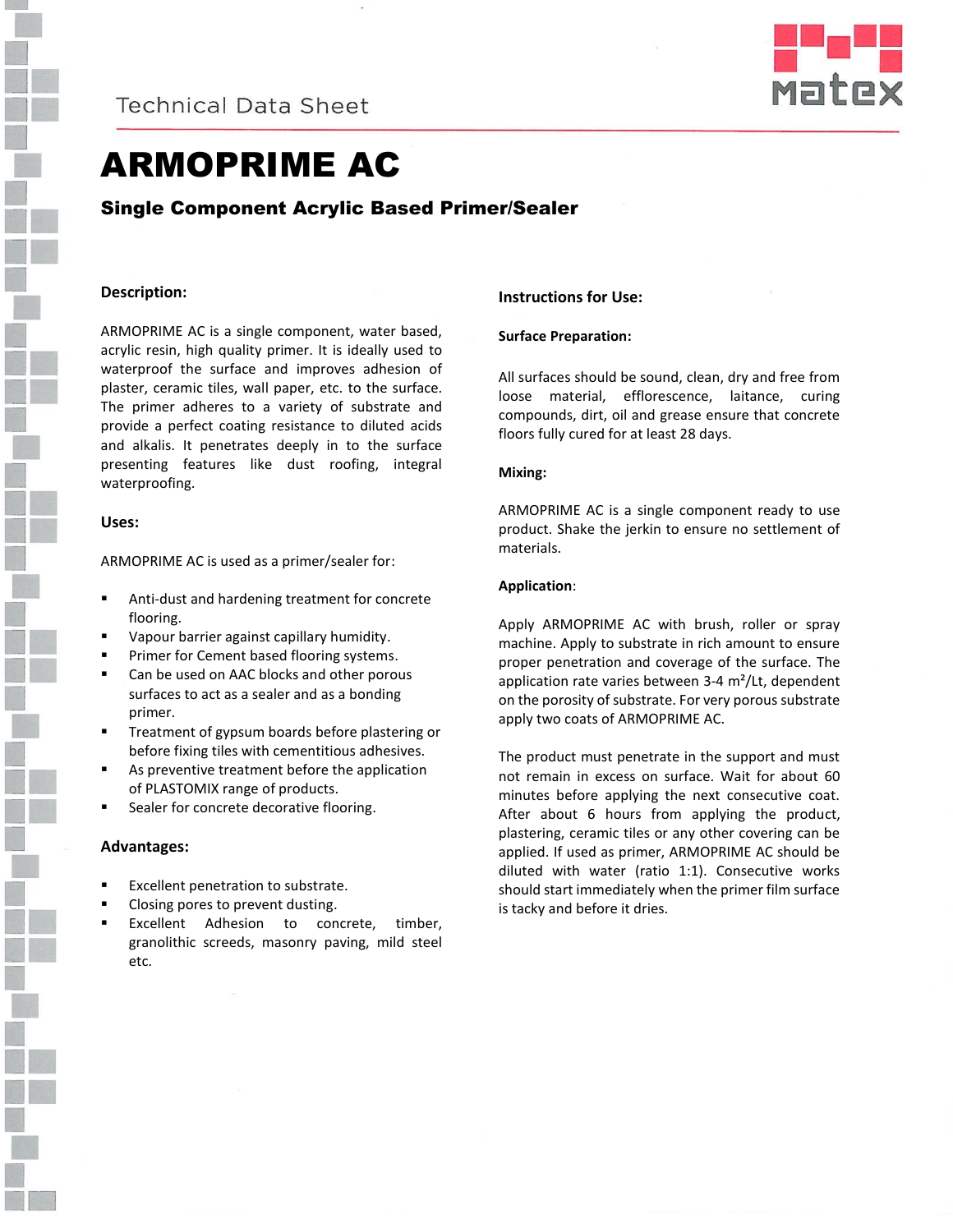Technical Data Sheet

# ARMOPRIME AC

## Single Component Acrylic Based Primer/Sealer

### Description:

ARMOPRIME AC is a single component, water based, acrylic resin, high quality primer. It is ideally used to waterproof the surface and improves adhesion of plaster, ceramic tiles, wall paper, etc. to the surface. The primer adheres to a variety of substrate and provide a perfect coating resistance to diluted acids and alkalis. It penetrates deeply in to the surface presenting features like dust roofing, integral waterproofing.

### Uses:

ARMOPRIME AC is used as a primer/sealer for:

- Anti-dust and hardening treatment for concrete flooring.
- Vapour barrier against capillary humidity.
- Primer for Cement based flooring systems.
- Can be used on AAC blocks and other porous surfaces to act as a sealer and as a bonding primer.
- Treatment of gypsum boards before plastering or before fixing tiles with cementitious adhesives.
- As preventive treatment before the application of PLASTOMIX range of products.
- Sealer for concrete decorative flooring.

### Advantages:

- Excellent penetration to substrate.
- Closing pores to prevent dusting.
- Excellent Adhesion to concrete, timber, granolithic screeds, masonry paving, mild steel etc.

### Instructions for Use:

#### Surface Preparation:

All surfaces should be sound, clean, dry and free from loose material, efflorescence, laitance, curing compounds, dirt, oil and grease ensure that concrete floors fully cured for at least 28 days.

#### Mixing:

ARMOPRIME AC is a single component ready to use product. Shake the jerkin to ensure no settlement of materials.

#### Application:

Apply ARMOPRIME AC with brush, roller or spray machine. Apply to substrate in rich amount to ensure proper penetration and coverage of the surface. The application rate varies between 3-4 $m^2$/Lt, dependent on the porosity of substrate. For very porous substrate apply two coats of ARMOPRIME AC.

The product must penetrate in the support and must not remain in excess on surface. Wait for about 60 minutes before applying the next consecutive coat. After about 6 hours from applying the product, plastering, ceramic tiles or any other covering can be applied. If used as primer, ARMOPRIME AC should be diluted with water (ratio 1:1). Consecutive works should start immediately when the primer film surface is tacky and before it dries.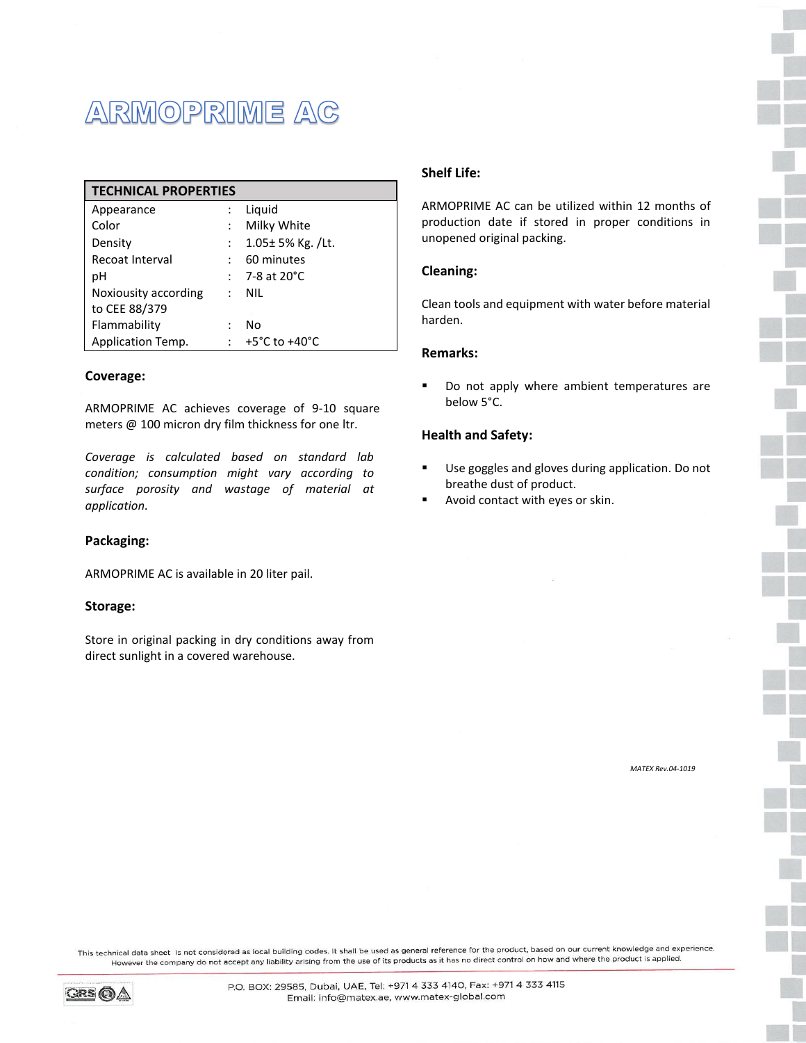# ARMOPRIME AC

| TECHNICAL PROPERTIES | | |
|---|---|---|
| Appearance | : | Liquid |
| Color | : | Milky White |
| Density | : | 1.05± 5% Kg. /Lt. |
| Recoat Interval | : | 60 minutes |
| pH | : | 7-8 at 20°C |
| Noxiousity according to CEE 88/379 | : | NIL |
| Flammability | : | No |
| Application Temp. | : | +5°C to +40°C |

### Coverage:

ARMOPRIME AC achieves coverage of 9-10 square meters @ 100 micron dry film thickness for one ltr.

*Coverage is calculated based on standard lab condition; consumption might vary according to surface porosity and wastage of material at application.*

### Packaging:

ARMOPRIME AC is available in 20 liter pail.

### Storage:

Store in original packing in dry conditions away from direct sunlight in a covered warehouse.

### Shelf Life:

ARMOPRIME AC can be utilized within 12 months of production date if stored in proper conditions in unopened original packing.

### Cleaning:

Clean tools and equipment with water before material harden.

### Remarks:

- Do not apply where ambient temperatures are below 5°C.

### Health and Safety:

- Use goggles and gloves during application. Do not breathe dust of product.
- Avoid contact with eyes or skin.

*MATEX Rev.04-1019*

This technical data sheet is not considered as local building codes. It shall be used as general reference for the product, based on our current knowledge and experience. However the company do not accept any liability arising from the use of its products as it has no direct control on how and where the product is applied.

P.O. BOX: 29585, Dubai, UAE, Tel: +971 4 333 4140, Fax: +971 4 333 4115
Email: info@matex.ae, www.matex-global.com